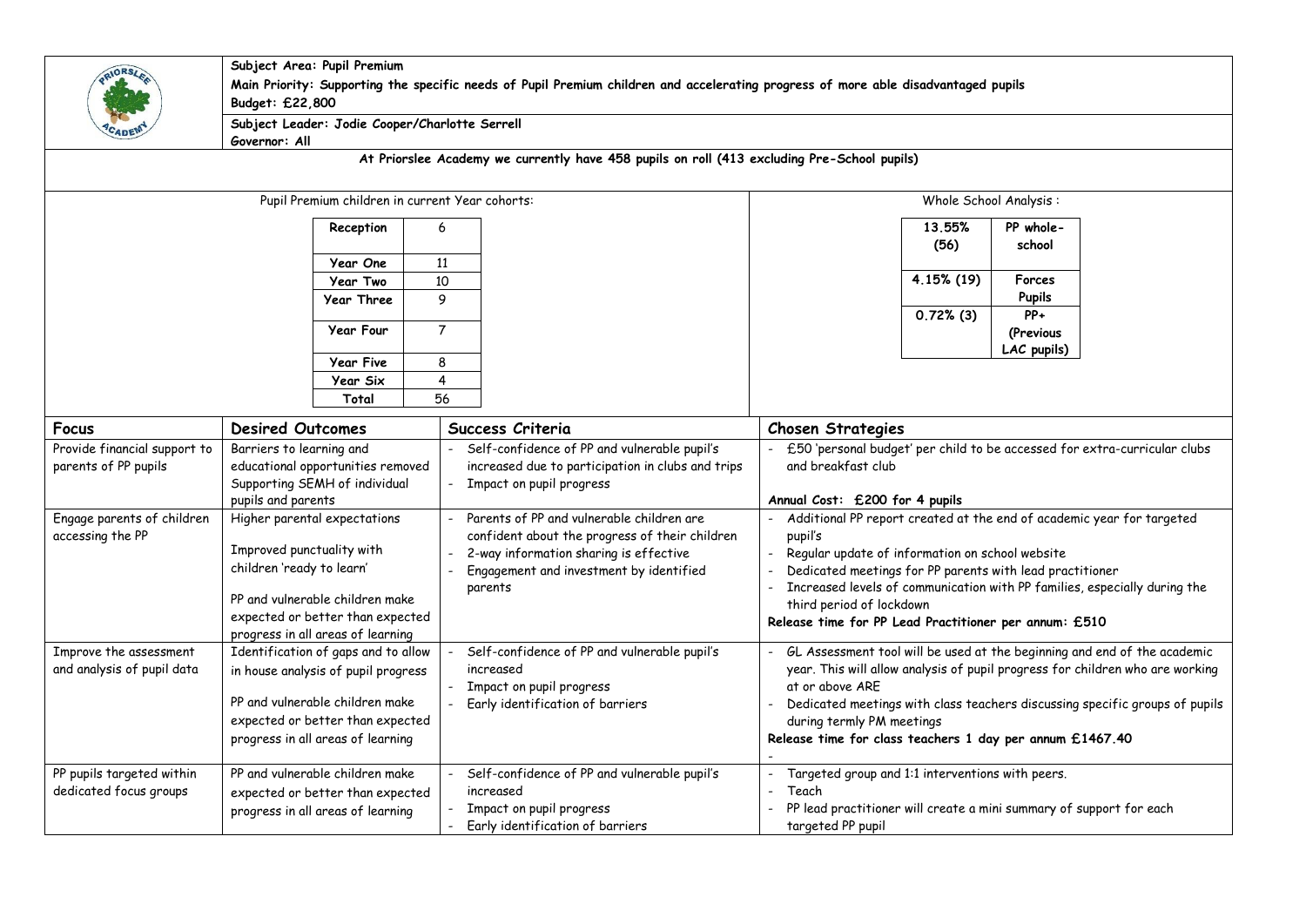**Subject Area: Pupil Premium**

**Main Priority: Supporting the specific needs of Pupil Premium children and accelerating progress of more able disadvantaged pupils**

**Budget: £22,800**

**Subject Leader: Jodie Cooper/Charlotte Serrell**

**Governor: All**

**At Priorslee Academy we currently have 458 pupils on roll (413 excluding Pre-School pupils)**

Pupil Premium children in current Year cohorts:

| Year | Number |
|---|---|
| **Reception** | 6 |
| **Year One** | 11 |
| **Year Two** | 10 |
| **Year Three** | 9 |
| **Year Four** | 7 |
| **Year Five** | 8 |
| **Year Six** | 4 |
| **Total** | 56 |

Whole School Analysis :

| Percentage | Group |
|---|---|
| **13.55% (56)** | **PP whole-school** |
| **4.15% (19)** | **Forces Pupils** |
| **0.72% (3)** | **PP+ (Previous LAC pupils)** |

| **Focus** | **Desired Outcomes** | **Success Criteria** | **Chosen Strategies** |
|---|---|---|---|
| Provide financial support to parents of PP pupils | Barriers to learning and educational opportunities removed<br>Supporting SEMH of individual pupils and parents | - Self-confidence of PP and vulnerable pupil's increased due to participation in clubs and trips<br>- Impact on pupil progress | - £50 'personal budget' per child to be accessed for extra-curricular clubs and breakfast club<br><br>**Annual Cost: £200 for 4 pupils** |
| Engage parents of children accessing the PP | Higher parental expectations<br><br>Improved punctuality with children 'ready to learn'<br><br>PP and vulnerable children make expected or better than expected progress in all areas of learning | - Parents of PP and vulnerable children are confident about the progress of their children<br>- 2-way information sharing is effective<br>- Engagement and investment by identified parents | - Additional PP report created at the end of academic year for targeted pupil's<br>- Regular update of information on school website<br>- Dedicated meetings for PP parents with lead practitioner<br>- Increased levels of communication with PP families, especially during the third period of lockdown<br>**Release time for PP Lead Practitioner per annum: £510** |
| Improve the assessment and analysis of pupil data | Identification of gaps and to allow in house analysis of pupil progress<br><br>PP and vulnerable children make expected or better than expected progress in all areas of learning | - Self-confidence of PP and vulnerable pupil's increased<br>- Impact on pupil progress<br>- Early identification of barriers | - GL Assessment tool will be used at the beginning and end of the academic year. This will allow analysis of pupil progress for children who are working at or above ARE<br>- Dedicated meetings with class teachers discussing specific groups of pupils during termly PM meetings<br>**Release time for class teachers 1 day per annum £1467.40**<br>- |
| PP pupils targeted within dedicated focus groups | PP and vulnerable children make expected or better than expected progress in all areas of learning | - Self-confidence of PP and vulnerable pupil's increased<br>- Impact on pupil progress<br>- Early identification of barriers | - Targeted group and 1:1 interventions with peers.<br>- Teach<br>- PP lead practitioner will create a mini summary of support for each targeted PP pupil |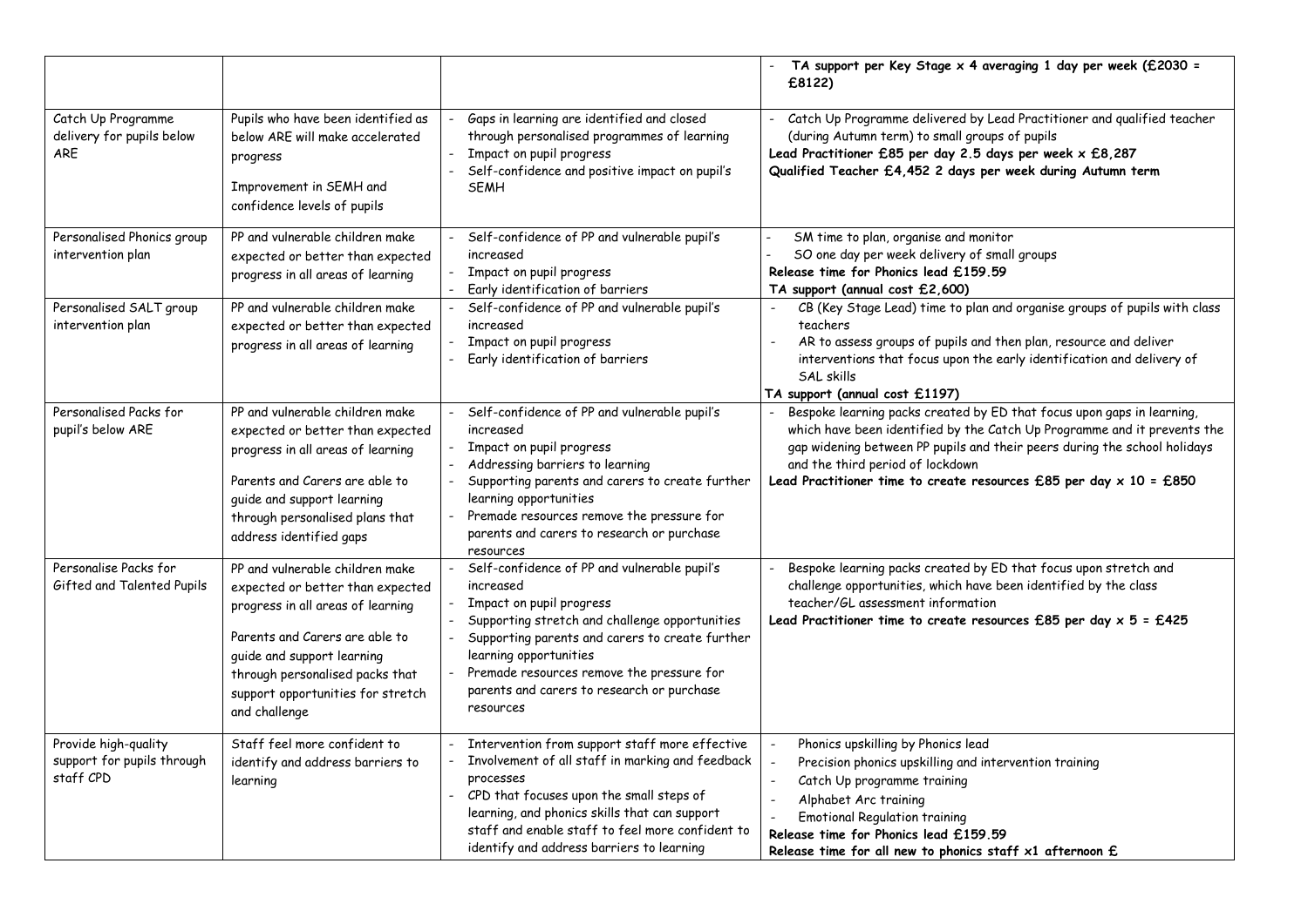| | | | |
|---|---|---|---|
| | | | - **TA support per Key Stage x 4 averaging 1 day per week (£2030 = £8122)** |
| Catch Up Programme delivery for pupils below ARE | Pupils who have been identified as below ARE will make accelerated progress<br><br>Improvement in SEMH and confidence levels of pupils | - Gaps in learning are identified and closed through personalised programmes of learning<br>- Impact on pupil progress<br>- Self-confidence and positive impact on pupil's SEMH | - Catch Up Programme delivered by Lead Practitioner and qualified teacher (during Autumn term) to small groups of pupils<br>**Lead Practitioner £85 per day 2.5 days per week x £8,287**<br>**Qualified Teacher £4,452 2 days per week during Autumn term** |
| Personalised Phonics group intervention plan | PP and vulnerable children make expected or better than expected progress in all areas of learning | - Self-confidence of PP and vulnerable pupil's increased<br>- Impact on pupil progress<br>- Early identification of barriers | - SM time to plan, organise and monitor<br>- SO one day per week delivery of small groups<br>**Release time for Phonics lead £159.59**<br>**TA support (annual cost £2,600)** |
| Personalised SALT group intervention plan | PP and vulnerable children make expected or better than expected progress in all areas of learning | - Self-confidence of PP and vulnerable pupil's increased<br>- Impact on pupil progress<br>- Early identification of barriers | - CB (Key Stage Lead) time to plan and organise groups of pupils with class teachers<br>- AR to assess groups of pupils and then plan, resource and deliver interventions that focus upon the early identification and delivery of SAL skills<br>**TA support (annual cost £1197)** |
| Personalised Packs for pupil's below ARE | PP and vulnerable children make expected or better than expected progress in all areas of learning<br><br>Parents and Carers are able to guide and support learning through personalised plans that address identified gaps | - Self-confidence of PP and vulnerable pupil's increased<br>- Impact on pupil progress<br>- Addressing barriers to learning<br>- Supporting parents and carers to create further learning opportunities<br>- Premade resources remove the pressure for parents and carers to research or purchase resources | - Bespoke learning packs created by ED that focus upon gaps in learning, which have been identified by the Catch Up Programme and it prevents the gap widening between PP pupils and their peers during the school holidays and the third period of lockdown<br>**Lead Practitioner time to create resources £85 per day x 10 = £850** |
| Personalise Packs for Gifted and Talented Pupils | PP and vulnerable children make expected or better than expected progress in all areas of learning<br><br>Parents and Carers are able to guide and support learning through personalised packs that support opportunities for stretch and challenge | - Self-confidence of PP and vulnerable pupil's increased<br>- Impact on pupil progress<br>- Supporting stretch and challenge opportunities<br>- Supporting parents and carers to create further learning opportunities<br>- Premade resources remove the pressure for parents and carers to research or purchase resources | - Bespoke learning packs created by ED that focus upon stretch and challenge opportunities, which have been identified by the class teacher/GL assessment information<br>**Lead Practitioner time to create resources £85 per day x 5 = £425** |
| Provide high-quality support for pupils through staff CPD | Staff feel more confident to identify and address barriers to learning | - Intervention from support staff more effective<br>- Involvement of all staff in marking and feedback processes<br>- CPD that focuses upon the small steps of learning, and phonics skills that can support staff and enable staff to feel more confident to identify and address barriers to learning | - Phonics upskilling by Phonics lead<br>- Precision phonics upskilling and intervention training<br>- Catch Up programme training<br>- Alphabet Arc training<br>- Emotional Regulation training<br>**Release time for Phonics lead £159.59**<br>**Release time for all new to phonics staff x1 afternoon £** |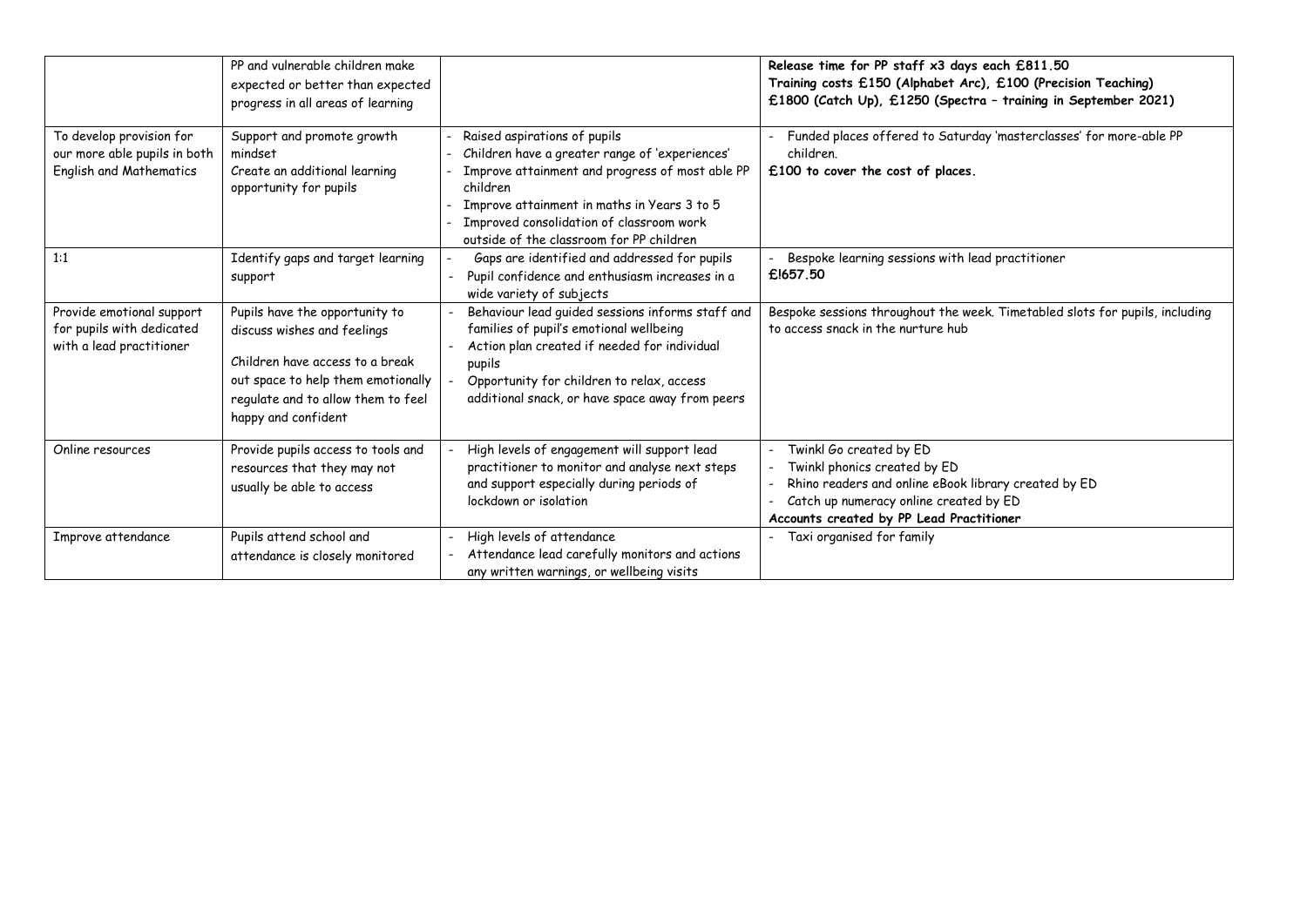| | | | |
|---|---|---|---|
| | PP and vulnerable children make expected or better than expected progress in all areas of learning | | **Release time for PP staff x3 days each £811.50**<br>**Training costs £150 (Alphabet Arc), £100 (Precision Teaching)**<br>**£1800 (Catch Up), £1250 (Spectra – training in September 2021)** |
| To develop provision for our more able pupils in both English and Mathematics | Support and promote growth mindset<br>Create an additional learning opportunity for pupils | - Raised aspirations of pupils<br>- Children have a greater range of 'experiences'<br>- Improve attainment and progress of most able PP children<br>- Improve attainment in maths in Years 3 to 5<br>- Improved consolidation of classroom work outside of the classroom for PP children | - Funded places offered to Saturday 'masterclasses' for more-able PP children.<br>**£100 to cover the cost of places.** |
| 1:1 | Identify gaps and target learning support | - Gaps are identified and addressed for pupils<br>- Pupil confidence and enthusiasm increases in a wide variety of subjects | - Bespoke learning sessions with lead practitioner<br>**£1657.50** |
| Provide emotional support for pupils with dedicated with a lead practitioner | Pupils have the opportunity to discuss wishes and feelings<br><br>Children have access to a break out space to help them emotionally regulate and to allow them to feel happy and confident | - Behaviour lead guided sessions informs staff and families of pupil's emotional wellbeing<br>- Action plan created if needed for individual pupils<br>- Opportunity for children to relax, access additional snack, or have space away from peers | Bespoke sessions throughout the week. Timetabled slots for pupils, including to access snack in the nurture hub |
| Online resources | Provide pupils access to tools and resources that they may not usually be able to access | - High levels of engagement will support lead practitioner to monitor and analyse next steps and support especially during periods of lockdown or isolation | - Twinkl Go created by ED<br>- Twinkl phonics created by ED<br>- Rhino readers and online eBook library created by ED<br>- Catch up numeracy online created by ED<br>**Accounts created by PP Lead Practitioner** |
| Improve attendance | Pupils attend school and attendance is closely monitored | - High levels of attendance<br>- Attendance lead carefully monitors and actions any written warnings, or wellbeing visits | - Taxi organised for family |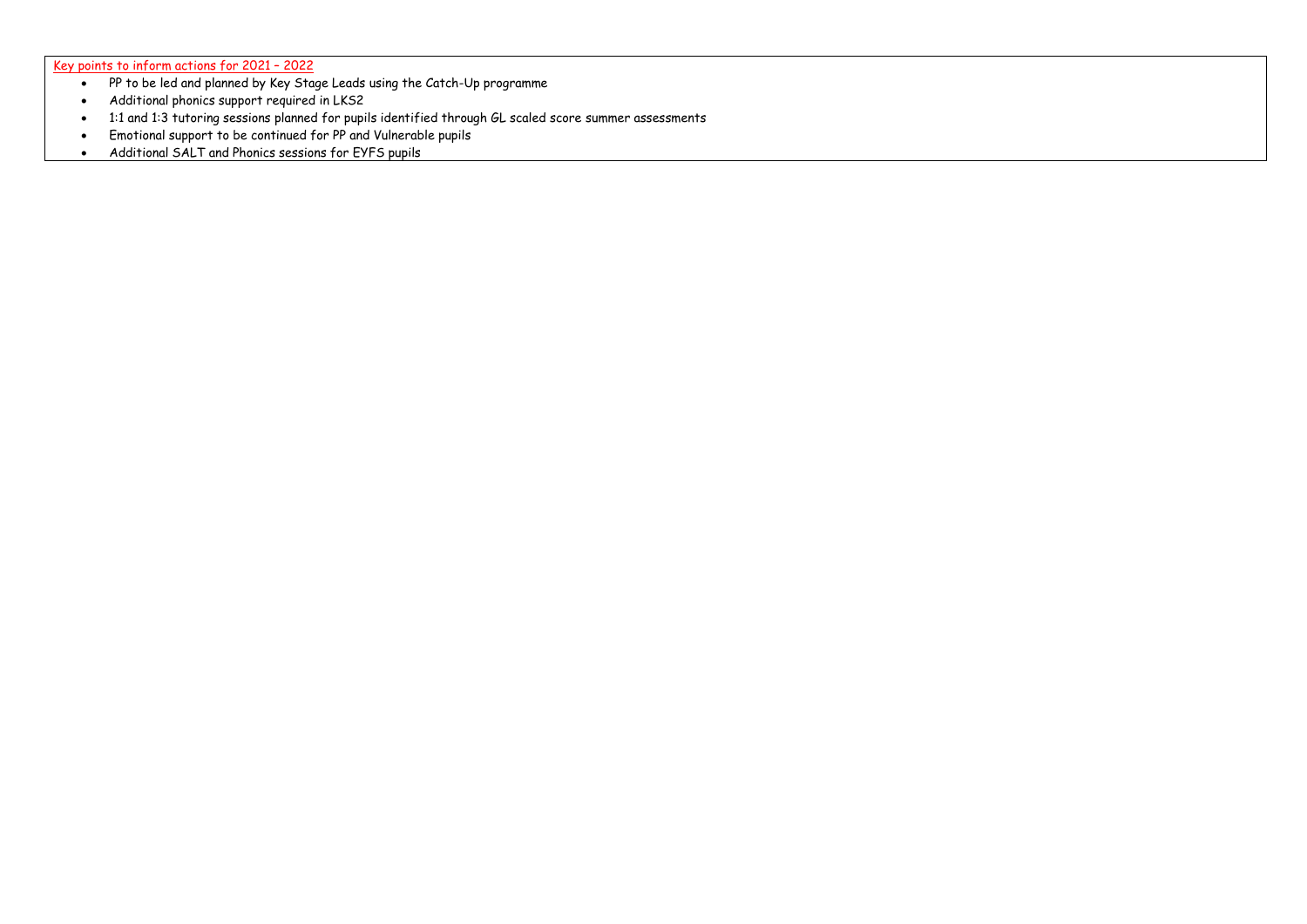Key points to inform actions for 2021 – 2022

- PP to be led and planned by Key Stage Leads using the Catch-Up programme
- Additional phonics support required in LKS2
- 1:1 and 1:3 tutoring sessions planned for pupils identified through GL scaled score summer assessments
- Emotional support to be continued for PP and Vulnerable pupils
- Additional SALT and Phonics sessions for EYFS pupils